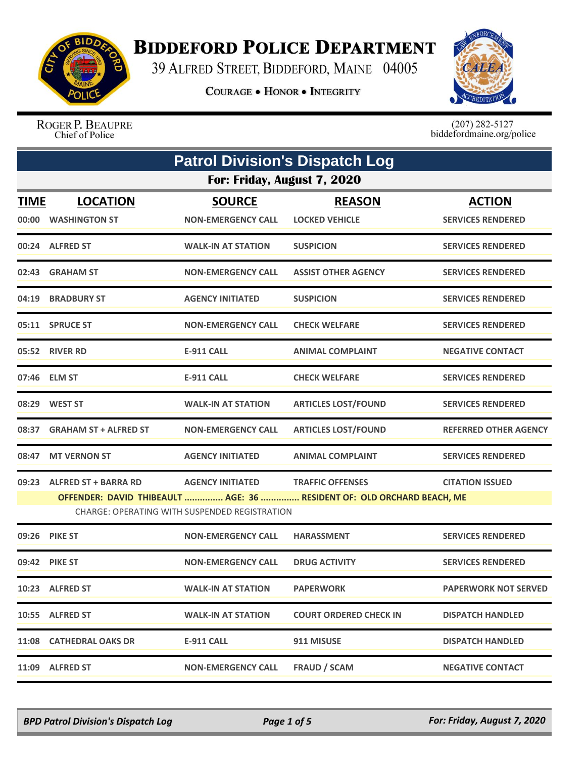# BIDDEFORD POLICE DEPARTMENT

39 ALFRED STREET, BIDDEFORD, MAINE 04005

COURAGE • HONOR • INTEGRITY

ROGER P. BEAUPRE
Chief of Police

(207) 282-5127
biddefordmaine.org/police

## Patrol Division's Dispatch Log

### For: Friday, August 7, 2020

| TIME | LOCATION | SOURCE | REASON | ACTION |
|---|---|---|---|---|
| 00:00 | WASHINGTON ST | NON-EMERGENCY CALL | LOCKED VEHICLE | SERVICES RENDERED |
| 00:24 | ALFRED ST | WALK-IN AT STATION | SUSPICION | SERVICES RENDERED |
| 02:43 | GRAHAM ST | NON-EMERGENCY CALL | ASSIST OTHER AGENCY | SERVICES RENDERED |
| 04:19 | BRADBURY ST | AGENCY INITIATED | SUSPICION | SERVICES RENDERED |
| 05:11 | SPRUCE ST | NON-EMERGENCY CALL | CHECK WELFARE | SERVICES RENDERED |
| 05:52 | RIVER RD | E-911 CALL | ANIMAL COMPLAINT | NEGATIVE CONTACT |
| 07:46 | ELM ST | E-911 CALL | CHECK WELFARE | SERVICES RENDERED |
| 08:29 | WEST ST | WALK-IN AT STATION | ARTICLES LOST/FOUND | SERVICES RENDERED |
| 08:37 | GRAHAM ST + ALFRED ST | NON-EMERGENCY CALL | ARTICLES LOST/FOUND | REFERRED OTHER AGENCY |
| 08:47 | MT VERNON ST | AGENCY INITIATED | ANIMAL COMPLAINT | SERVICES RENDERED |
| 09:23 | ALFRED ST + BARRA RD | AGENCY INITIATED | TRAFFIC OFFENSES | CITATION ISSUED |
| | OFFENDER: DAVID THIBEAULT ............... AGE: 36 ............... RESIDENT OF: OLD ORCHARD BEACH, ME<br>CHARGE: OPERATING WITH SUSPENDED REGISTRATION | | | |
| 09:26 | PIKE ST | NON-EMERGENCY CALL | HARASSMENT | SERVICES RENDERED |
| 09:42 | PIKE ST | NON-EMERGENCY CALL | DRUG ACTIVITY | SERVICES RENDERED |
| 10:23 | ALFRED ST | WALK-IN AT STATION | PAPERWORK | PAPERWORK NOT SERVED |
| 10:55 | ALFRED ST | WALK-IN AT STATION | COURT ORDERED CHECK IN | DISPATCH HANDLED |
| 11:08 | CATHEDRAL OAKS DR | E-911 CALL | 911 MISUSE | DISPATCH HANDLED |
| 11:09 | ALFRED ST | NON-EMERGENCY CALL | FRAUD / SCAM | NEGATIVE CONTACT |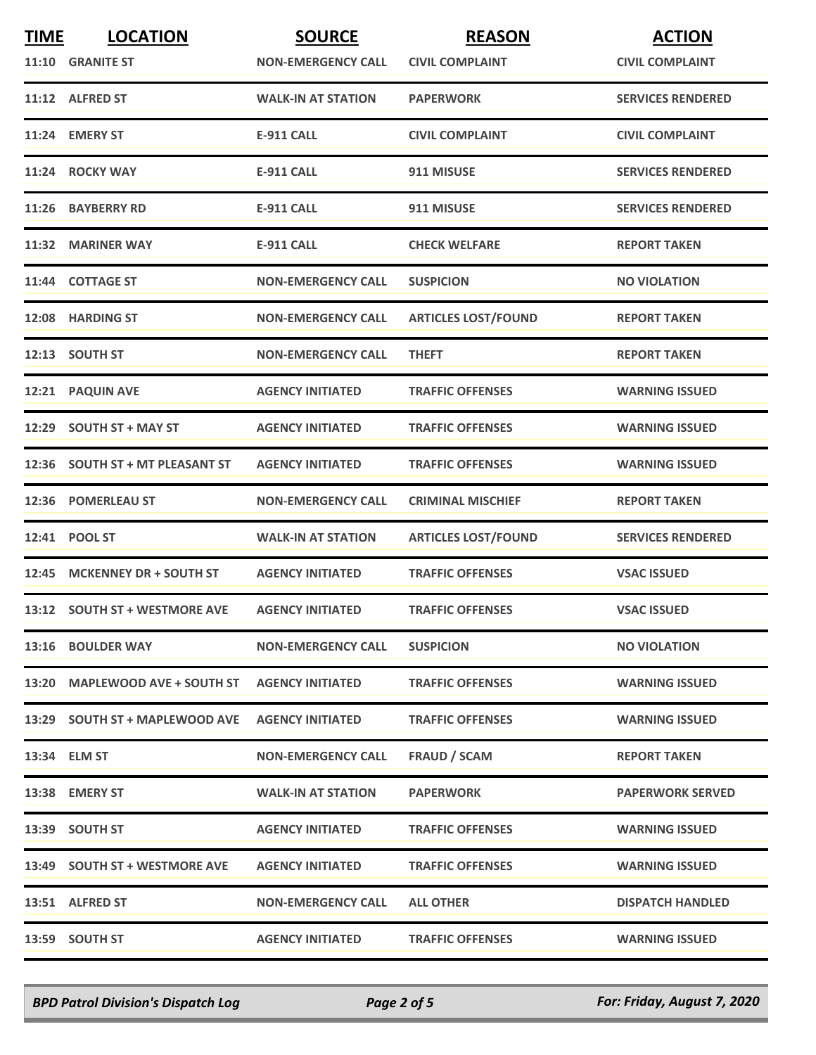| TIME | LOCATION | SOURCE | REASON | ACTION |
|---|---|---|---|---|
| 11:10 | GRANITE ST | NON-EMERGENCY CALL | CIVIL COMPLAINT | CIVIL COMPLAINT |
| 11:12 | ALFRED ST | WALK-IN AT STATION | PAPERWORK | SERVICES RENDERED |
| 11:24 | EMERY ST | E-911 CALL | CIVIL COMPLAINT | CIVIL COMPLAINT |
| 11:24 | ROCKY WAY | E-911 CALL | 911 MISUSE | SERVICES RENDERED |
| 11:26 | BAYBERRY RD | E-911 CALL | 911 MISUSE | SERVICES RENDERED |
| 11:32 | MARINER WAY | E-911 CALL | CHECK WELFARE | REPORT TAKEN |
| 11:44 | COTTAGE ST | NON-EMERGENCY CALL | SUSPICION | NO VIOLATION |
| 12:08 | HARDING ST | NON-EMERGENCY CALL | ARTICLES LOST/FOUND | REPORT TAKEN |
| 12:13 | SOUTH ST | NON-EMERGENCY CALL | THEFT | REPORT TAKEN |
| 12:21 | PAQUIN AVE | AGENCY INITIATED | TRAFFIC OFFENSES | WARNING ISSUED |
| 12:29 | SOUTH ST + MAY ST | AGENCY INITIATED | TRAFFIC OFFENSES | WARNING ISSUED |
| 12:36 | SOUTH ST + MT PLEASANT ST | AGENCY INITIATED | TRAFFIC OFFENSES | WARNING ISSUED |
| 12:36 | POMERLEAU ST | NON-EMERGENCY CALL | CRIMINAL MISCHIEF | REPORT TAKEN |
| 12:41 | POOL ST | WALK-IN AT STATION | ARTICLES LOST/FOUND | SERVICES RENDERED |
| 12:45 | MCKENNEY DR + SOUTH ST | AGENCY INITIATED | TRAFFIC OFFENSES | VSAC ISSUED |
| 13:12 | SOUTH ST + WESTMORE AVE | AGENCY INITIATED | TRAFFIC OFFENSES | VSAC ISSUED |
| 13:16 | BOULDER WAY | NON-EMERGENCY CALL | SUSPICION | NO VIOLATION |
| 13:20 | MAPLEWOOD AVE + SOUTH ST | AGENCY INITIATED | TRAFFIC OFFENSES | WARNING ISSUED |
| 13:29 | SOUTH ST + MAPLEWOOD AVE | AGENCY INITIATED | TRAFFIC OFFENSES | WARNING ISSUED |
| 13:34 | ELM ST | NON-EMERGENCY CALL | FRAUD / SCAM | REPORT TAKEN |
| 13:38 | EMERY ST | WALK-IN AT STATION | PAPERWORK | PAPERWORK SERVED |
| 13:39 | SOUTH ST | AGENCY INITIATED | TRAFFIC OFFENSES | WARNING ISSUED |
| 13:49 | SOUTH ST + WESTMORE AVE | AGENCY INITIATED | TRAFFIC OFFENSES | WARNING ISSUED |
| 13:51 | ALFRED ST | NON-EMERGENCY CALL | ALL OTHER | DISPATCH HANDLED |
| 13:59 | SOUTH ST | AGENCY INITIATED | TRAFFIC OFFENSES | WARNING ISSUED |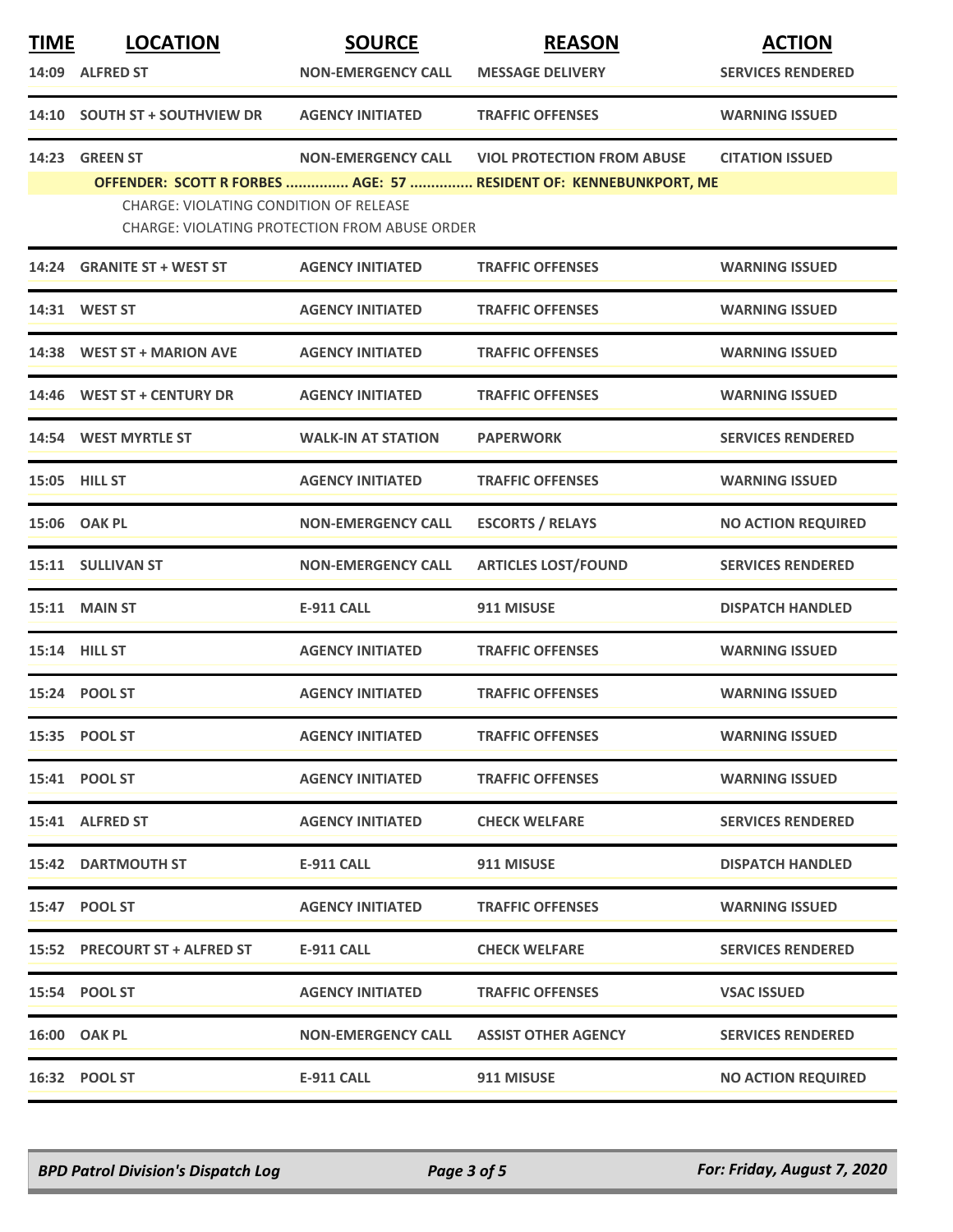| TIME | LOCATION | SOURCE | REASON | ACTION |
|---|---|---|---|---|
| 14:09 | ALFRED ST | NON-EMERGENCY CALL | MESSAGE DELIVERY | SERVICES RENDERED |
| 14:10 | SOUTH ST + SOUTHVIEW DR | AGENCY INITIATED | TRAFFIC OFFENSES | WARNING ISSUED |
| 14:23 | GREEN ST | NON-EMERGENCY CALL | VIOL PROTECTION FROM ABUSE | CITATION ISSUED |
| | **OFFENDER: SCOTT R FORBES ............... AGE: 57 ............... RESIDENT OF: KENNEBUNKPORT, ME** | | | |
| | CHARGE: VIOLATING CONDITION OF RELEASE | | | |
| | CHARGE: VIOLATING PROTECTION FROM ABUSE ORDER | | | |
| 14:24 | GRANITE ST + WEST ST | AGENCY INITIATED | TRAFFIC OFFENSES | WARNING ISSUED |
| 14:31 | WEST ST | AGENCY INITIATED | TRAFFIC OFFENSES | WARNING ISSUED |
| 14:38 | WEST ST + MARION AVE | AGENCY INITIATED | TRAFFIC OFFENSES | WARNING ISSUED |
| 14:46 | WEST ST + CENTURY DR | AGENCY INITIATED | TRAFFIC OFFENSES | WARNING ISSUED |
| 14:54 | WEST MYRTLE ST | WALK-IN AT STATION | PAPERWORK | SERVICES RENDERED |
| 15:05 | HILL ST | AGENCY INITIATED | TRAFFIC OFFENSES | WARNING ISSUED |
| 15:06 | OAK PL | NON-EMERGENCY CALL | ESCORTS / RELAYS | NO ACTION REQUIRED |
| 15:11 | SULLIVAN ST | NON-EMERGENCY CALL | ARTICLES LOST/FOUND | SERVICES RENDERED |
| 15:11 | MAIN ST | E-911 CALL | 911 MISUSE | DISPATCH HANDLED |
| 15:14 | HILL ST | AGENCY INITIATED | TRAFFIC OFFENSES | WARNING ISSUED |
| 15:24 | POOL ST | AGENCY INITIATED | TRAFFIC OFFENSES | WARNING ISSUED |
| 15:35 | POOL ST | AGENCY INITIATED | TRAFFIC OFFENSES | WARNING ISSUED |
| 15:41 | POOL ST | AGENCY INITIATED | TRAFFIC OFFENSES | WARNING ISSUED |
| 15:41 | ALFRED ST | AGENCY INITIATED | CHECK WELFARE | SERVICES RENDERED |
| 15:42 | DARTMOUTH ST | E-911 CALL | 911 MISUSE | DISPATCH HANDLED |
| 15:47 | POOL ST | AGENCY INITIATED | TRAFFIC OFFENSES | WARNING ISSUED |
| 15:52 | PRECOURT ST + ALFRED ST | E-911 CALL | CHECK WELFARE | SERVICES RENDERED |
| 15:54 | POOL ST | AGENCY INITIATED | TRAFFIC OFFENSES | VSAC ISSUED |
| 16:00 | OAK PL | NON-EMERGENCY CALL | ASSIST OTHER AGENCY | SERVICES RENDERED |
| 16:32 | POOL ST | E-911 CALL | 911 MISUSE | NO ACTION REQUIRED |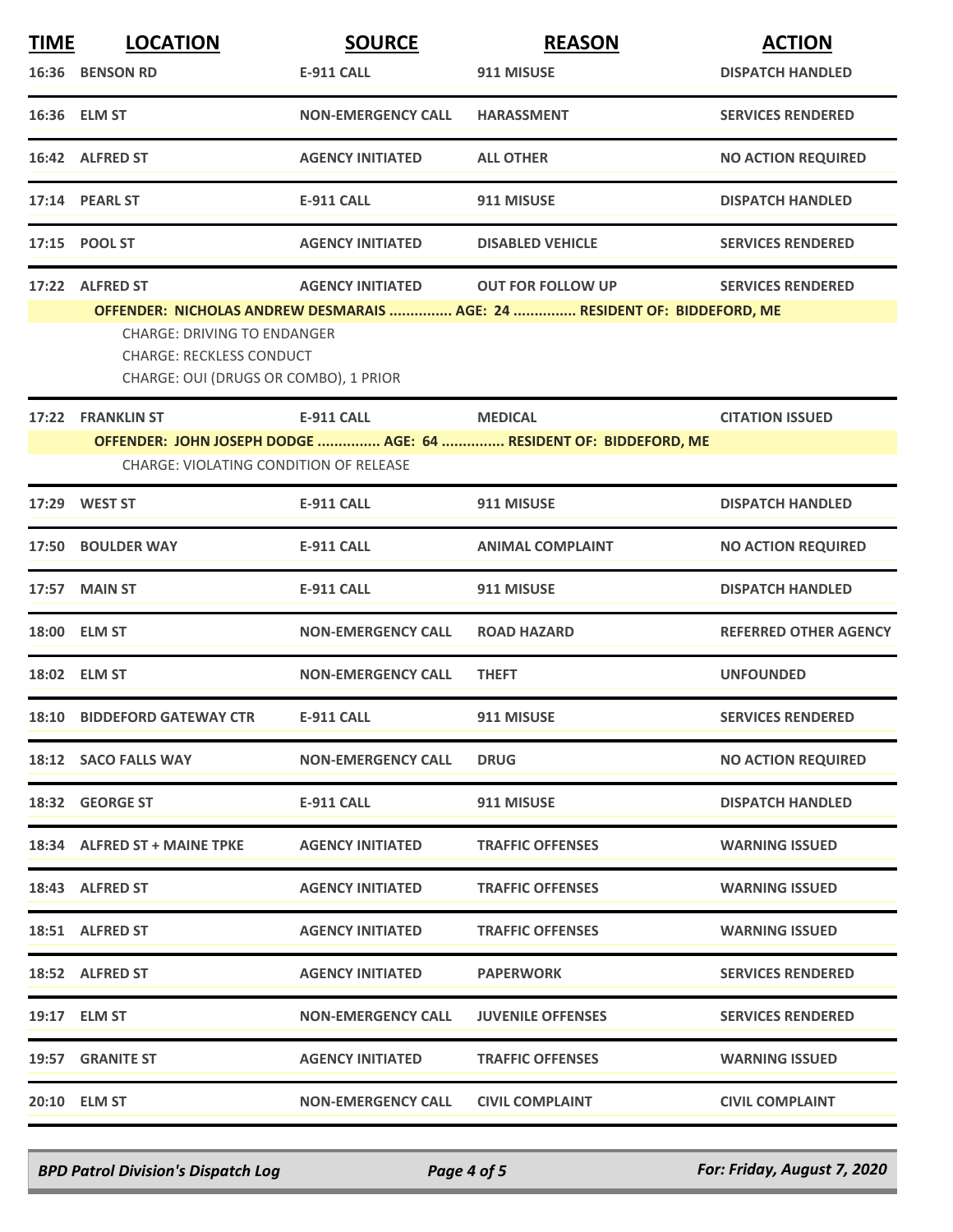| TIME | LOCATION | SOURCE | REASON | ACTION |
|---|---|---|---|---|
| 16:36 | BENSON RD | E-911 CALL | 911 MISUSE | DISPATCH HANDLED |
| 16:36 | ELM ST | NON-EMERGENCY CALL | HARASSMENT | SERVICES RENDERED |
| 16:42 | ALFRED ST | AGENCY INITIATED | ALL OTHER | NO ACTION REQUIRED |
| 17:14 | PEARL ST | E-911 CALL | 911 MISUSE | DISPATCH HANDLED |
| 17:15 | POOL ST | AGENCY INITIATED | DISABLED VEHICLE | SERVICES RENDERED |
| 17:22 | ALFRED ST | AGENCY INITIATED | OUT FOR FOLLOW UP | SERVICES RENDERED |
| | OFFENDER: NICHOLAS ANDREW DESMARAIS ............... AGE: 24 ............... RESIDENT OF: BIDDEFORD, ME | | | |
| | CHARGE: DRIVING TO ENDANGER<br>CHARGE: RECKLESS CONDUCT<br>CHARGE: OUI (DRUGS OR COMBO), 1 PRIOR | | | |
| 17:22 | FRANKLIN ST | E-911 CALL | MEDICAL | CITATION ISSUED |
| | OFFENDER: JOHN JOSEPH DODGE ............... AGE: 64 ............... RESIDENT OF: BIDDEFORD, ME | | | |
| | CHARGE: VIOLATING CONDITION OF RELEASE | | | |
| 17:29 | WEST ST | E-911 CALL | 911 MISUSE | DISPATCH HANDLED |
| 17:50 | BOULDER WAY | E-911 CALL | ANIMAL COMPLAINT | NO ACTION REQUIRED |
| 17:57 | MAIN ST | E-911 CALL | 911 MISUSE | DISPATCH HANDLED |
| 18:00 | ELM ST | NON-EMERGENCY CALL | ROAD HAZARD | REFERRED OTHER AGENCY |
| 18:02 | ELM ST | NON-EMERGENCY CALL | THEFT | UNFOUNDED |
| 18:10 | BIDDEFORD GATEWAY CTR | E-911 CALL | 911 MISUSE | SERVICES RENDERED |
| 18:12 | SACO FALLS WAY | NON-EMERGENCY CALL | DRUG | NO ACTION REQUIRED |
| 18:32 | GEORGE ST | E-911 CALL | 911 MISUSE | DISPATCH HANDLED |
| 18:34 | ALFRED ST + MAINE TPKE | AGENCY INITIATED | TRAFFIC OFFENSES | WARNING ISSUED |
| 18:43 | ALFRED ST | AGENCY INITIATED | TRAFFIC OFFENSES | WARNING ISSUED |
| 18:51 | ALFRED ST | AGENCY INITIATED | TRAFFIC OFFENSES | WARNING ISSUED |
| 18:52 | ALFRED ST | AGENCY INITIATED | PAPERWORK | SERVICES RENDERED |
| 19:17 | ELM ST | NON-EMERGENCY CALL | JUVENILE OFFENSES | SERVICES RENDERED |
| 19:57 | GRANITE ST | AGENCY INITIATED | TRAFFIC OFFENSES | WARNING ISSUED |
| 20:10 | ELM ST | NON-EMERGENCY CALL | CIVIL COMPLAINT | CIVIL COMPLAINT |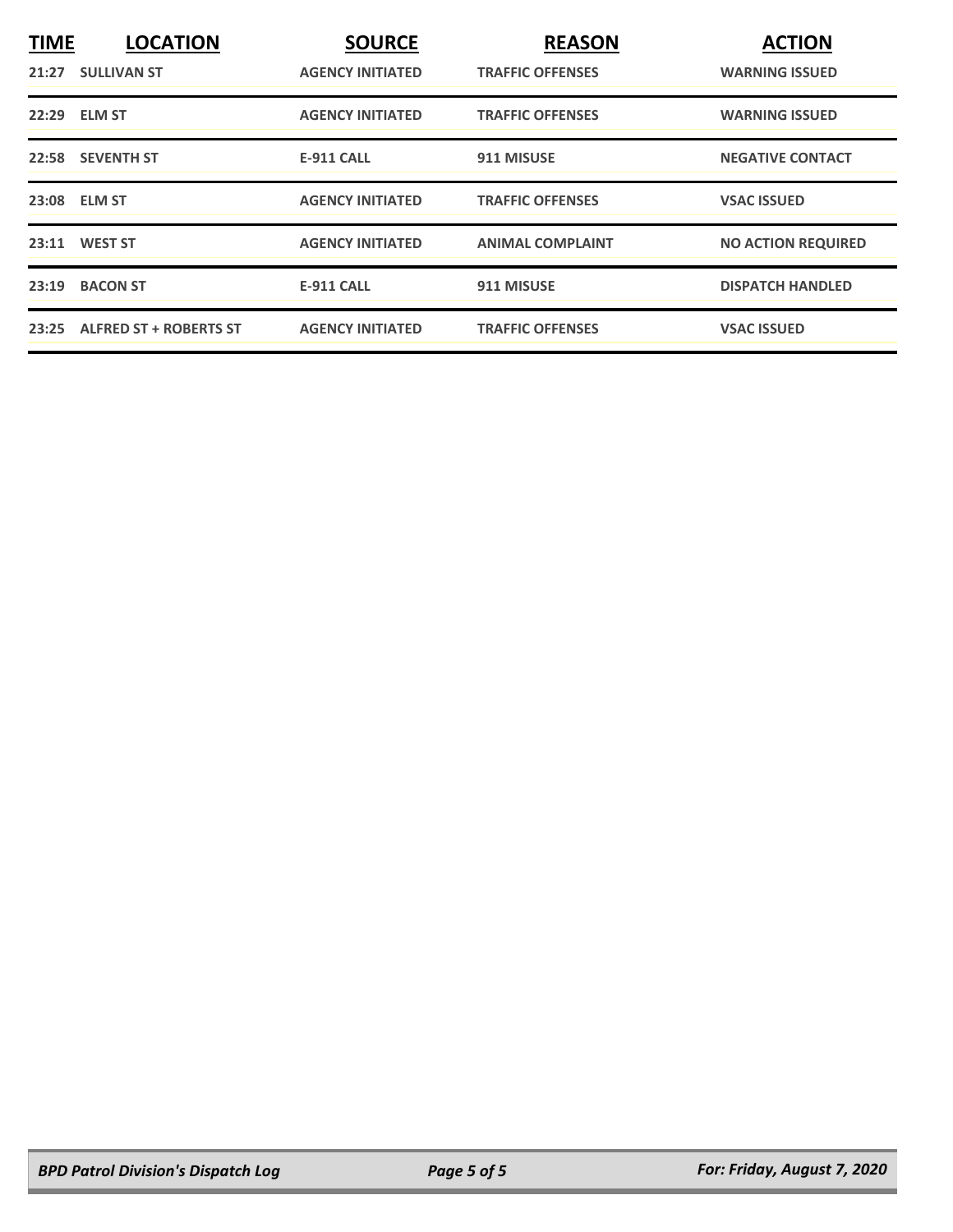| TIME | LOCATION | SOURCE | REASON | ACTION |
| --- | --- | --- | --- | --- |
| 21:27 | SULLIVAN ST | AGENCY INITIATED | TRAFFIC OFFENSES | WARNING ISSUED |
| 22:29 | ELM ST | AGENCY INITIATED | TRAFFIC OFFENSES | WARNING ISSUED |
| 22:58 | SEVENTH ST | E-911 CALL | 911 MISUSE | NEGATIVE CONTACT |
| 23:08 | ELM ST | AGENCY INITIATED | TRAFFIC OFFENSES | VSAC ISSUED |
| 23:11 | WEST ST | AGENCY INITIATED | ANIMAL COMPLAINT | NO ACTION REQUIRED |
| 23:19 | BACON ST | E-911 CALL | 911 MISUSE | DISPATCH HANDLED |
| 23:25 | ALFRED ST + ROBERTS ST | AGENCY INITIATED | TRAFFIC OFFENSES | VSAC ISSUED |